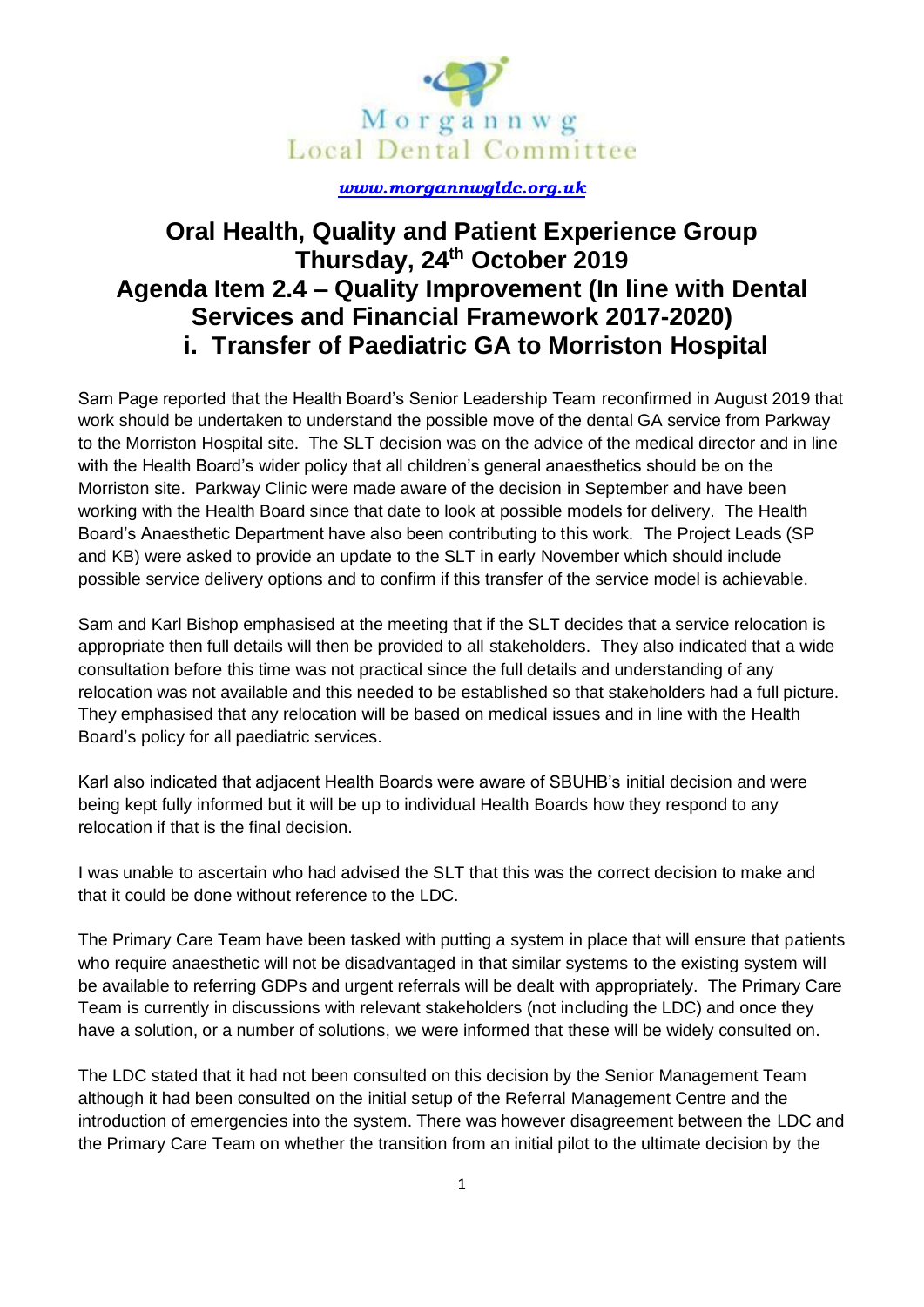Morgannwg
Local Dental Committee

*www.morgannwgldc.org.uk*

# Oral Health, Quality and Patient Experience Group
# Thursday, 24th October 2019
# Agenda Item 2.4 – Quality Improvement (In line with Dental Services and Financial Framework 2017-2020)
# i. Transfer of Paediatric GA to Morriston Hospital

Sam Page reported that the Health Board's Senior Leadership Team reconfirmed in August 2019 that work should be undertaken to understand the possible move of the dental GA service from Parkway to the Morriston Hospital site. The SLT decision was on the advice of the medical director and in line with the Health Board's wider policy that all children's general anaesthetics should be on the Morriston site. Parkway Clinic were made aware of the decision in September and have been working with the Health Board since that date to look at possible models for delivery. The Health Board's Anaesthetic Department have also been contributing to this work. The Project Leads (SP and KB) were asked to provide an update to the SLT in early November which should include possible service delivery options and to confirm if this transfer of the service model is achievable.

Sam and Karl Bishop emphasised at the meeting that if the SLT decides that a service relocation is appropriate then full details will then be provided to all stakeholders. They also indicated that a wide consultation before this time was not practical since the full details and understanding of any relocation was not available and this needed to be established so that stakeholders had a full picture. They emphasised that any relocation will be based on medical issues and in line with the Health Board's policy for all paediatric services.

Karl also indicated that adjacent Health Boards were aware of SBUHB's initial decision and were being kept fully informed but it will be up to individual Health Boards how they respond to any relocation if that is the final decision.

I was unable to ascertain who had advised the SLT that this was the correct decision to make and that it could be done without reference to the LDC.

The Primary Care Team have been tasked with putting a system in place that will ensure that patients who require anaesthetic will not be disadvantaged in that similar systems to the existing system will be available to referring GDPs and urgent referrals will be dealt with appropriately. The Primary Care Team is currently in discussions with relevant stakeholders (not including the LDC) and once they have a solution, or a number of solutions, we were informed that these will be widely consulted on.

The LDC stated that it had not been consulted on this decision by the Senior Management Team although it had been consulted on the initial setup of the Referral Management Centre and the introduction of emergencies into the system. There was however disagreement between the LDC and the Primary Care Team on whether the transition from an initial pilot to the ultimate decision by the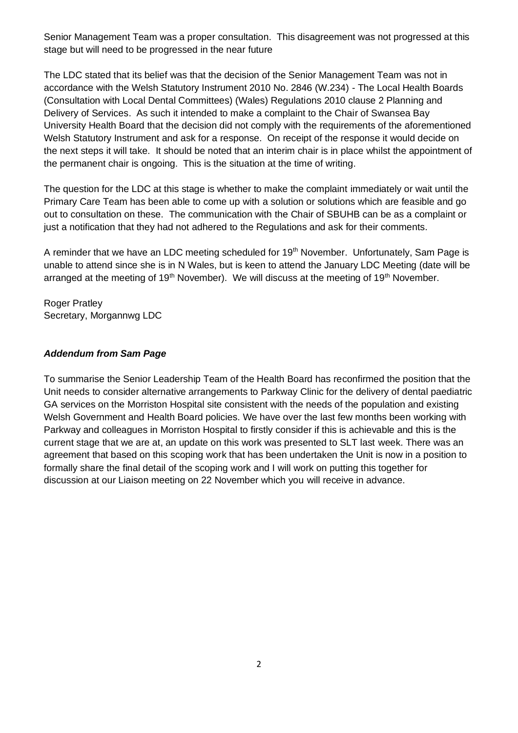Senior Management Team was a proper consultation. This disagreement was not progressed at this stage but will need to be progressed in the near future

The LDC stated that its belief was that the decision of the Senior Management Team was not in accordance with the Welsh Statutory Instrument 2010 No. 2846 (W.234) - The Local Health Boards (Consultation with Local Dental Committees) (Wales) Regulations 2010 clause 2 Planning and Delivery of Services. As such it intended to make a complaint to the Chair of Swansea Bay University Health Board that the decision did not comply with the requirements of the aforementioned Welsh Statutory Instrument and ask for a response. On receipt of the response it would decide on the next steps it will take. It should be noted that an interim chair is in place whilst the appointment of the permanent chair is ongoing. This is the situation at the time of writing.

The question for the LDC at this stage is whether to make the complaint immediately or wait until the Primary Care Team has been able to come up with a solution or solutions which are feasible and go out to consultation on these. The communication with the Chair of SBUHB can be as a complaint or just a notification that they had not adhered to the Regulations and ask for their comments.

A reminder that we have an LDC meeting scheduled for 19th November. Unfortunately, Sam Page is unable to attend since she is in N Wales, but is keen to attend the January LDC Meeting (date will be arranged at the meeting of 19th November). We will discuss at the meeting of 19th November.

Roger Pratley
Secretary, Morgannwg LDC

***Addendum from Sam Page***

To summarise the Senior Leadership Team of the Health Board has reconfirmed the position that the Unit needs to consider alternative arrangements to Parkway Clinic for the delivery of dental paediatric GA services on the Morriston Hospital site consistent with the needs of the population and existing Welsh Government and Health Board policies. We have over the last few months been working with Parkway and colleagues in Morriston Hospital to firstly consider if this is achievable and this is the current stage that we are at, an update on this work was presented to SLT last week. There was an agreement that based on this scoping work that has been undertaken the Unit is now in a position to formally share the final detail of the scoping work and I will work on putting this together for discussion at our Liaison meeting on 22 November which you will receive in advance.